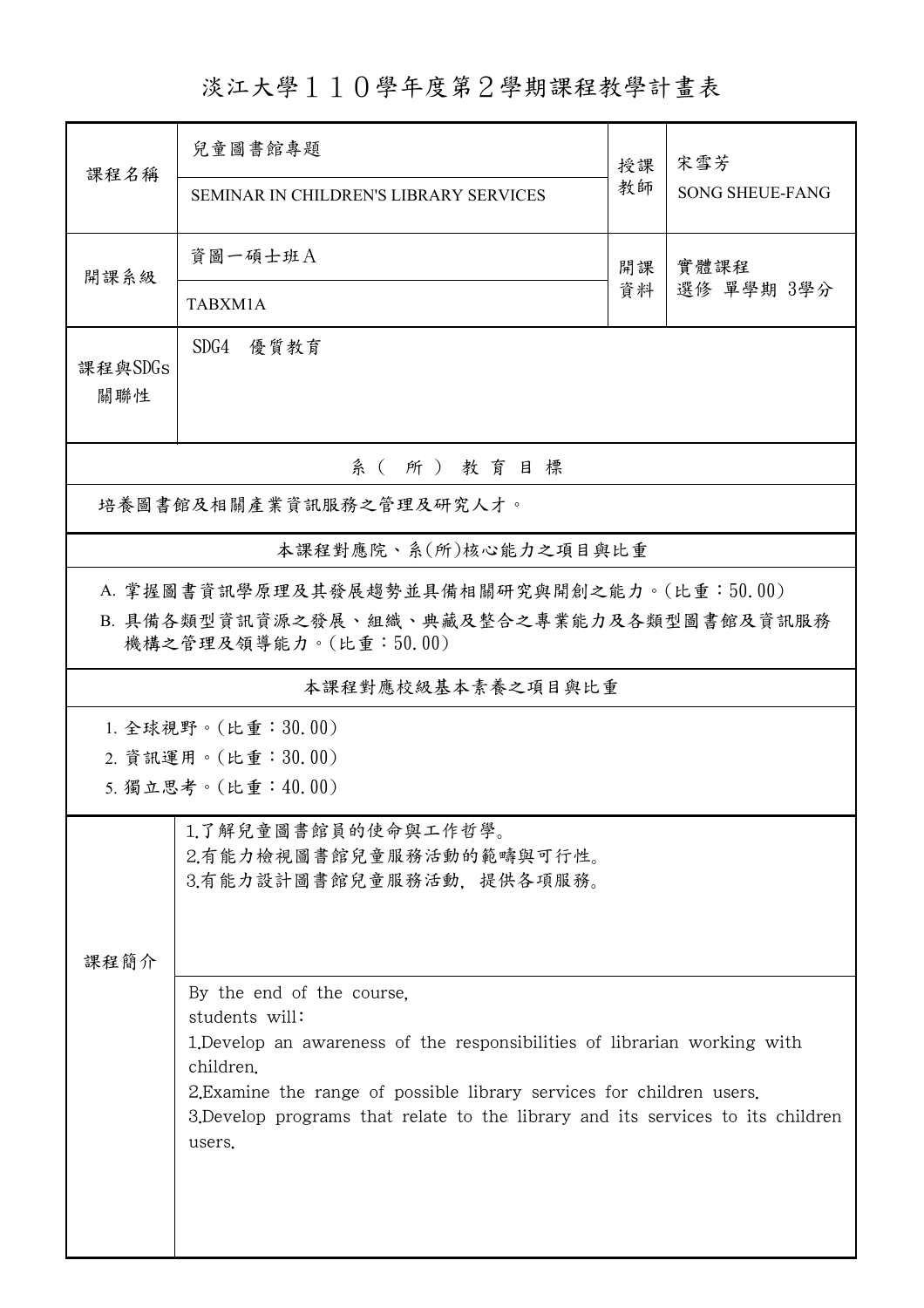# 淡江大學１１０學年度第２學期課程教學計畫表

| 課程名稱 | 兒童圖書館專題<br>SEMINAR IN CHILDREN'S LIBRARY SERVICES | 授課教師 | 宋雪芳<br>SONG SHEUE-FANG |
|---|---|---|---|
| 開課系級 | 資圖一碩士班Ａ<br>TABXM1A | 開課資料 | 實體課程<br>選修 單學期 3學分 |
| 課程與SDGs關聯性 | SDG4　優質教育 | | |

## 系（所）教育目標

培養圖書館及相關產業資訊服務之管理及研究人才。

## 本課程對應院、系(所)核心能力之項目與比重

A. 掌握圖書資訊學原理及其發展趨勢並具備相關研究與開創之能力。(比重：50.00)

B. 具備各類型資訊資源之發展、組織、典藏及整合之專業能力及各類型圖書館及資訊服務機構之管理及領導能力。(比重：50.00)

## 本課程對應校級基本素養之項目與比重

1. 全球視野。(比重：30.00)
2. 資訊運用。(比重：30.00)
5. 獨立思考。(比重：40.00)

## 課程簡介

1.了解兒童圖書館員的使命與工作哲學。
2.有能力檢視圖書館兒童服務活動的範疇與可行性。
3.有能力設計圖書館兒童服務活動，提供各項服務。

By the end of the course,
students will:
1.Develop an awareness of the responsibilities of librarian working with children.
2.Examine the range of possible library services for children users.
3.Develop programs that relate to the library and its services to its children users.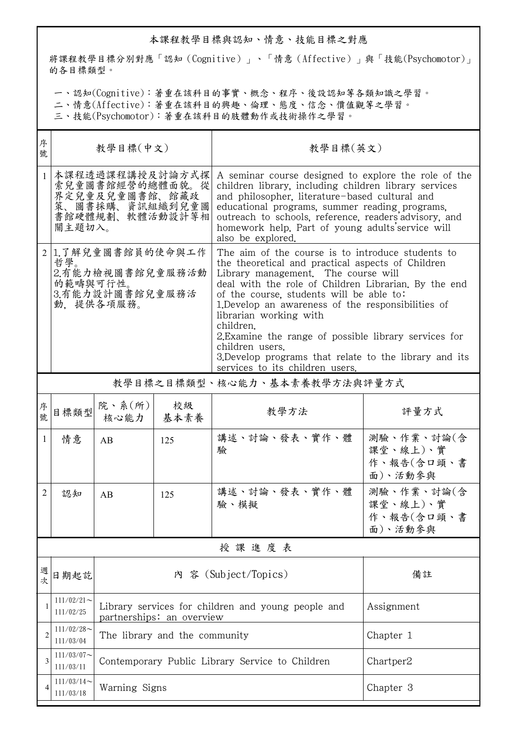## 本課程教學目標與認知、情意、技能目標之對應

將課程教學目標分別對應「認知（Cognitive）」、「情意（Affective）」與「技能(Psychomotor)」的各目標類型。

一、認知(Cognitive)：著重在該科目的事實、概念、程序、後設認知等各類知識之學習。
二、情意(Affective)：著重在該科目的興趣、倫理、態度、信念、價值觀等之學習。
三、技能(Psychomotor)：著重在該科目的肢體動作或技術操作之學習。

| 序號 | 教學目標(中文) | 教學目標(英文) |
|---|---|---|
| 1 | 本課程透過課程講授及討論方式探索兒童圖書館經營的總體面貌。從界定兒童及兒童圖書館、館藏政策、圖書採購、資訊組織到兒童圖書館硬體規劃、軟體活動設計等相關主題切入。 | A seminar course designed to explore the role of the children library, including children library services and philosopher, literature-based cultural and educational programs, summer reading programs, outreach to schools, reference, readers'advisory, and homework help. Part of young adults'service will also be explored. |
| 2 | 1.了解兒童圖書館員的使命與工作哲學。<br>2.有能力檢視圖書館兒童服務活動的範疇與可行性。<br>3.有能力設計圖書館兒童服務活動，提供各項服務。 | The aim of the course is to introduce students to the theoretical and practical aspects of Children Library management. The course will deal with the role of Children Librarian. By the end of the course, students will be able to:<br>1.Develop an awareness of the responsibilities of librarian working with children.<br>2.Examine the range of possible library services for children users.<br>3.Develop programs that relate to the library and its services to its children users. |

## 教學目標之目標類型、核心能力、基本素養教學方法與評量方式

| 序號 | 目標類型 | 院、系(所)核心能力 | 校級基本素養 | 教學方法 | 評量方式 |
|---|---|---|---|---|---|
| 1 | 情意 | AB | 125 | 講述、討論、發表、實作、體驗 | 測驗、作業、討論(含課堂、線上)、實作、報告(含口頭、書面)、活動參與 |
| 2 | 認知 | AB | 125 | 講述、討論、發表、實作、體驗、模擬 | 測驗、作業、討論(含課堂、線上)、實作、報告(含口頭、書面)、活動參與 |

## 授 課 進 度 表

| 週次 | 日期起訖 | 內 容 (Subject/Topics) | 備註 |
|---|---|---|---|
| 1 | 111/02/21～111/02/25 | Library services for children and young people and partnerships: an overview | Assignment |
| 2 | 111/02/28～111/03/04 | The library and the community | Chapter 1 |
| 3 | 111/03/07～111/03/11 | Contemporary Public Library Service to Children | Chartper2 |
| 4 | 111/03/14～111/03/18 | Warning Signs | Chapter 3 |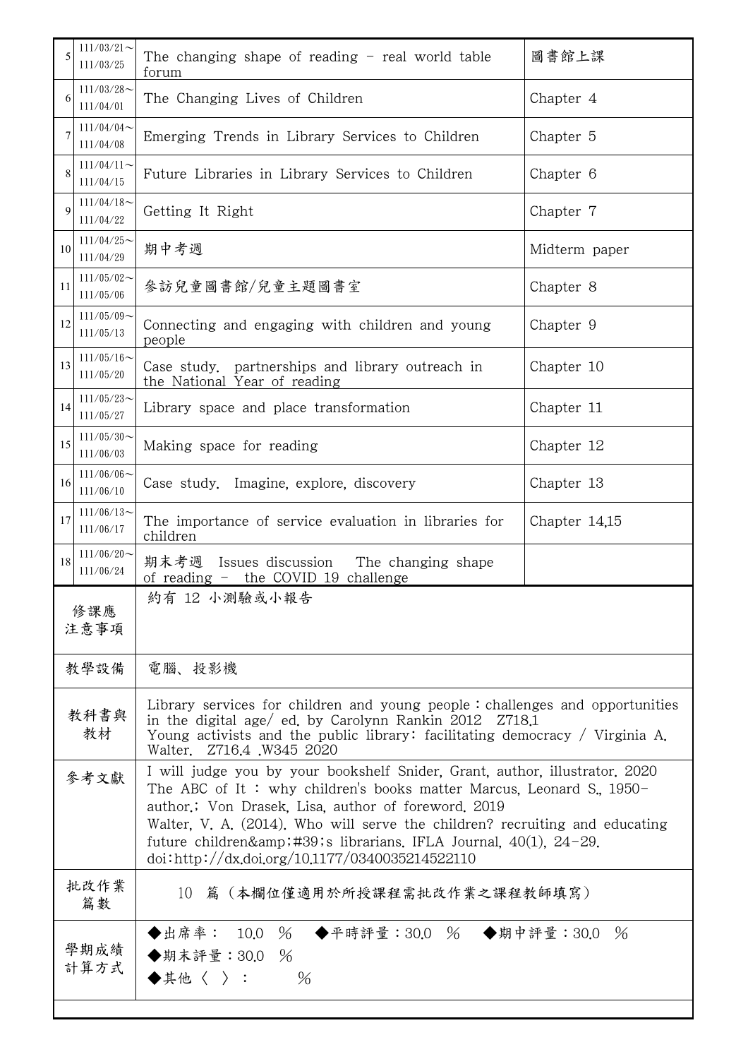| 5 | 111/03/21～111/03/25 | The changing shape of reading - real world table forum | 圖書館上課 |
|---|---|---|---|
| 6 | 111/03/28～111/04/01 | The Changing Lives of Children | Chapter 4 |
| 7 | 111/04/04～111/04/08 | Emerging Trends in Library Services to Children | Chapter 5 |
| 8 | 111/04/11～111/04/15 | Future Libraries in Library Services to Children | Chapter 6 |
| 9 | 111/04/18～111/04/22 | Getting It Right | Chapter 7 |
| 10 | 111/04/25～111/04/29 | 期中考週 | Midterm paper |
| 11 | 111/05/02～111/05/06 | 參訪兒童圖書館/兒童主題圖書室 | Chapter 8 |
| 12 | 111/05/09～111/05/13 | Connecting and engaging with children and young people | Chapter 9 |
| 13 | 111/05/16～111/05/20 | Case study. partnerships and library outreach in the National Year of reading | Chapter 10 |
| 14 | 111/05/23～111/05/27 | Library space and place transformation | Chapter 11 |
| 15 | 111/05/30～111/06/03 | Making space for reading | Chapter 12 |
| 16 | 111/06/06～111/06/10 | Case study. Imagine, explore, discovery | Chapter 13 |
| 17 | 111/06/13～111/06/17 | The importance of service evaluation in libraries for children | Chapter 14,15 |
| 18 | 111/06/20～111/06/24 | 期末考週 Issues discussion The changing shape of reading - the COVID 19 challenge | |

| 修課應注意事項 | 約有 12 小測驗或小報告 |
|---|---|
| 教學設備 | 電腦、投影機 |
| 教科書與教材 | Library services for children and young people：challenges and opportunities in the digital age/ ed. by Carolynn Rankin 2012 Z718.1<br>Young activists and the public library: facilitating democracy / Virginia A. Walter. Z716.4 .W345 2020 |
| 參考文獻 | I will judge you by your bookshelf Snider, Grant, author, illustrator. 2020<br>The ABC of It : why children's books matter Marcus, Leonard S., 1950- author.; Von Drasek, Lisa, author of foreword. 2019<br>Walter, V. A. (2014). Who will serve the children? recruiting and educating future children&amp;#39;s librarians. IFLA Journal, 40(1), 24-29. doi:http://dx.doi.org/10.1177/0340035214522110 |
| 批改作業篇數 | 10 篇（本欄位僅適用於所授課程需批改作業之課程教師填寫） |
| 學期成績計算方式 | ◆出席率： 10.0 % ◆平時評量：30.0 % ◆期中評量：30.0 %<br>◆期末評量：30.0 %<br>◆其他〈 〉： % |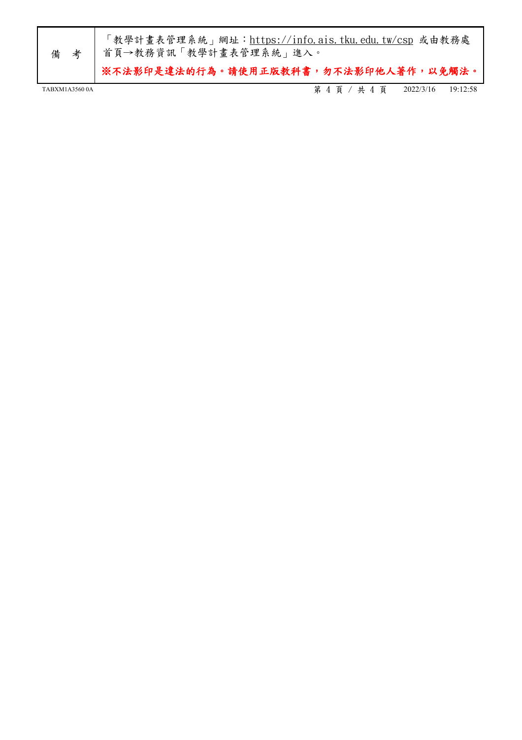| | |
|---|---|
| 備　考 | 「教學計畫表管理系統」網址：https://info.ais.tku.edu.tw/csp 或由教務處首頁→教務資訊「教學計畫表管理系統」進入。<br>**※不法影印是違法的行為。請使用正版教科書，勿不法影印他人著作，以免觸法。** |

TABXM1A3560 0A